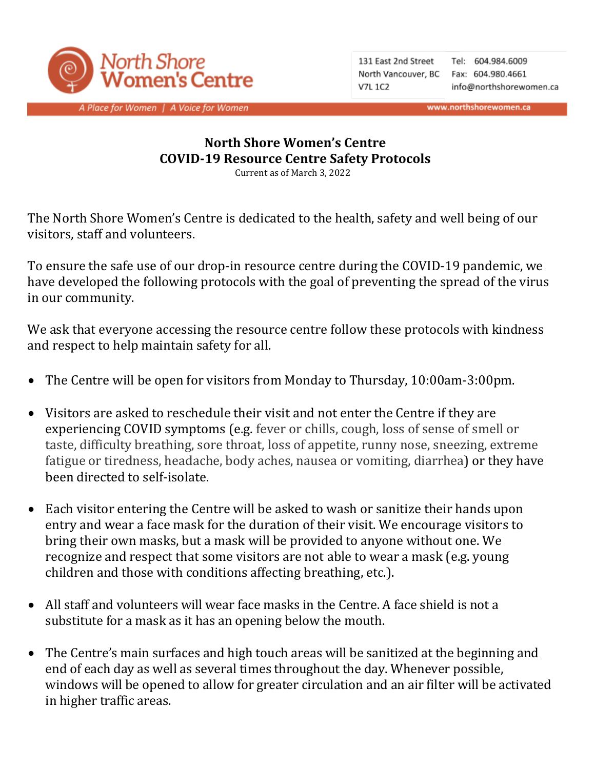North Shore Women's Centre

131 East 2nd Street
North Vancouver, BC
V7L 1C2

Tel: 604.984.6009
Fax: 604.980.4661
info@northshorewomen.ca

*A Place for Women | A Voice for Women*

www.northshorewomen.ca

# North Shore Women's Centre
# COVID-19 Resource Centre Safety Protocols

Current as of March 3, 2022

The North Shore Women's Centre is dedicated to the health, safety and well being of our visitors, staff and volunteers.

To ensure the safe use of our drop-in resource centre during the COVID-19 pandemic, we have developed the following protocols with the goal of preventing the spread of the virus in our community.

We ask that everyone accessing the resource centre follow these protocols with kindness and respect to help maintain safety for all.

- The Centre will be open for visitors from Monday to Thursday, 10:00am-3:00pm.

- Visitors are asked to reschedule their visit and not enter the Centre if they are experiencing COVID symptoms (e.g. fever or chills, cough, loss of sense of smell or taste, difficulty breathing, sore throat, loss of appetite, runny nose, sneezing, extreme fatigue or tiredness, headache, body aches, nausea or vomiting, diarrhea) or they have been directed to self-isolate.

- Each visitor entering the Centre will be asked to wash or sanitize their hands upon entry and wear a face mask for the duration of their visit. We encourage visitors to bring their own masks, but a mask will be provided to anyone without one. We recognize and respect that some visitors are not able to wear a mask (e.g. young children and those with conditions affecting breathing, etc.).

- All staff and volunteers will wear face masks in the Centre. A face shield is not a substitute for a mask as it has an opening below the mouth.

- The Centre's main surfaces and high touch areas will be sanitized at the beginning and end of each day as well as several times throughout the day. Whenever possible, windows will be opened to allow for greater circulation and an air filter will be activated in higher traffic areas.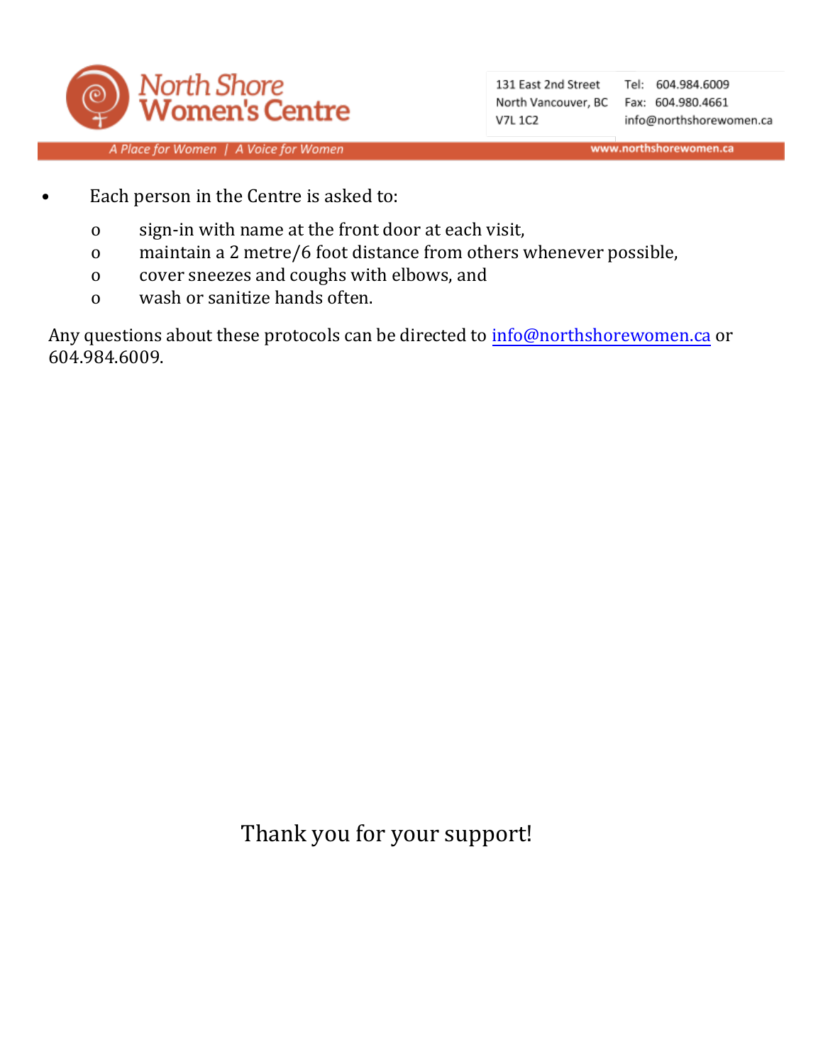North Shore Women's Centre

131 East 2nd Street
North Vancouver, BC
V7L 1C2

Tel: 604.984.6009
Fax: 604.980.4661
info@northshorewomen.ca

*A Place for Women | A Voice for Women*

www.northshorewomen.ca

- Each person in the Centre is asked to:
  - sign-in with name at the front door at each visit,
  - maintain a 2 metre/6 foot distance from others whenever possible,
  - cover sneezes and coughs with elbows, and
  - wash or sanitize hands often.

Any questions about these protocols can be directed to info@northshorewomen.ca or 604.984.6009.

Thank you for your support!